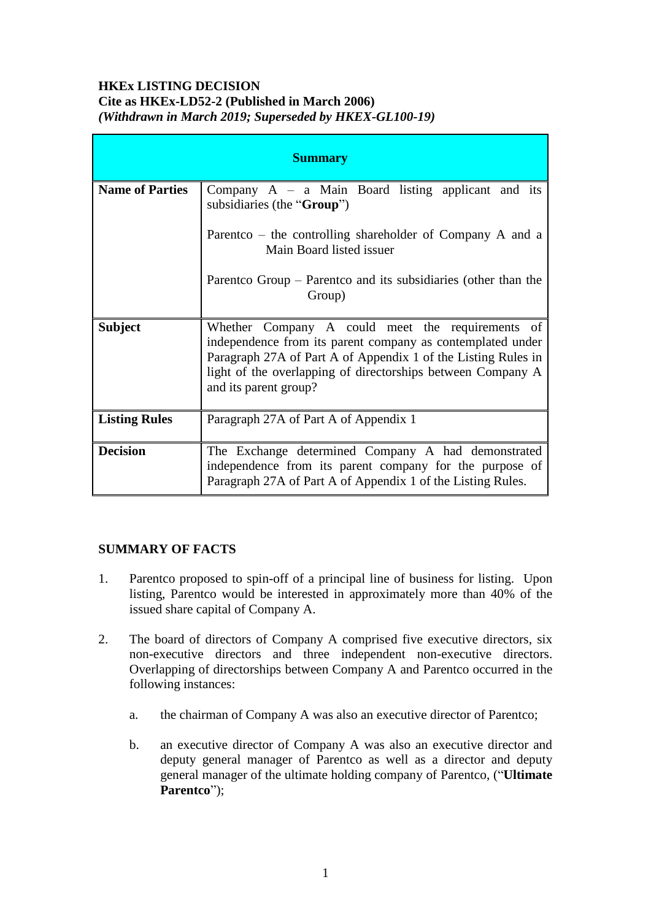**HKEx LISTING DECISION**
**Cite as HKEx-LD52-2 (Published in March 2006)**
***(Withdrawn in March 2019; Superseded by HKEX-GL100-19)***

| **Summary** | |
|---|---|
| **Name of Parties** | Company A – a Main Board listing applicant and its subsidiaries (the "**Group**")<br><br>Parentco – the controlling shareholder of Company A and a Main Board listed issuer<br><br>Parentco Group – Parentco and its subsidiaries (other than the Group) |
| **Subject** | Whether Company A could meet the requirements of independence from its parent company as contemplated under Paragraph 27A of Part A of Appendix 1 of the Listing Rules in light of the overlapping of directorships between Company A and its parent group? |
| **Listing Rules** | Paragraph 27A of Part A of Appendix 1 |
| **Decision** | The Exchange determined Company A had demonstrated independence from its parent company for the purpose of Paragraph 27A of Part A of Appendix 1 of the Listing Rules. |

**SUMMARY OF FACTS**

1. Parentco proposed to spin-off of a principal line of business for listing. Upon listing, Parentco would be interested in approximately more than 40% of the issued share capital of Company A.

2. The board of directors of Company A comprised five executive directors, six non-executive directors and three independent non-executive directors. Overlapping of directorships between Company A and Parentco occurred in the following instances:

   a. the chairman of Company A was also an executive director of Parentco;

   b. an executive director of Company A was also an executive director and deputy general manager of Parentco as well as a director and deputy general manager of the ultimate holding company of Parentco, ("**Ultimate Parentco**");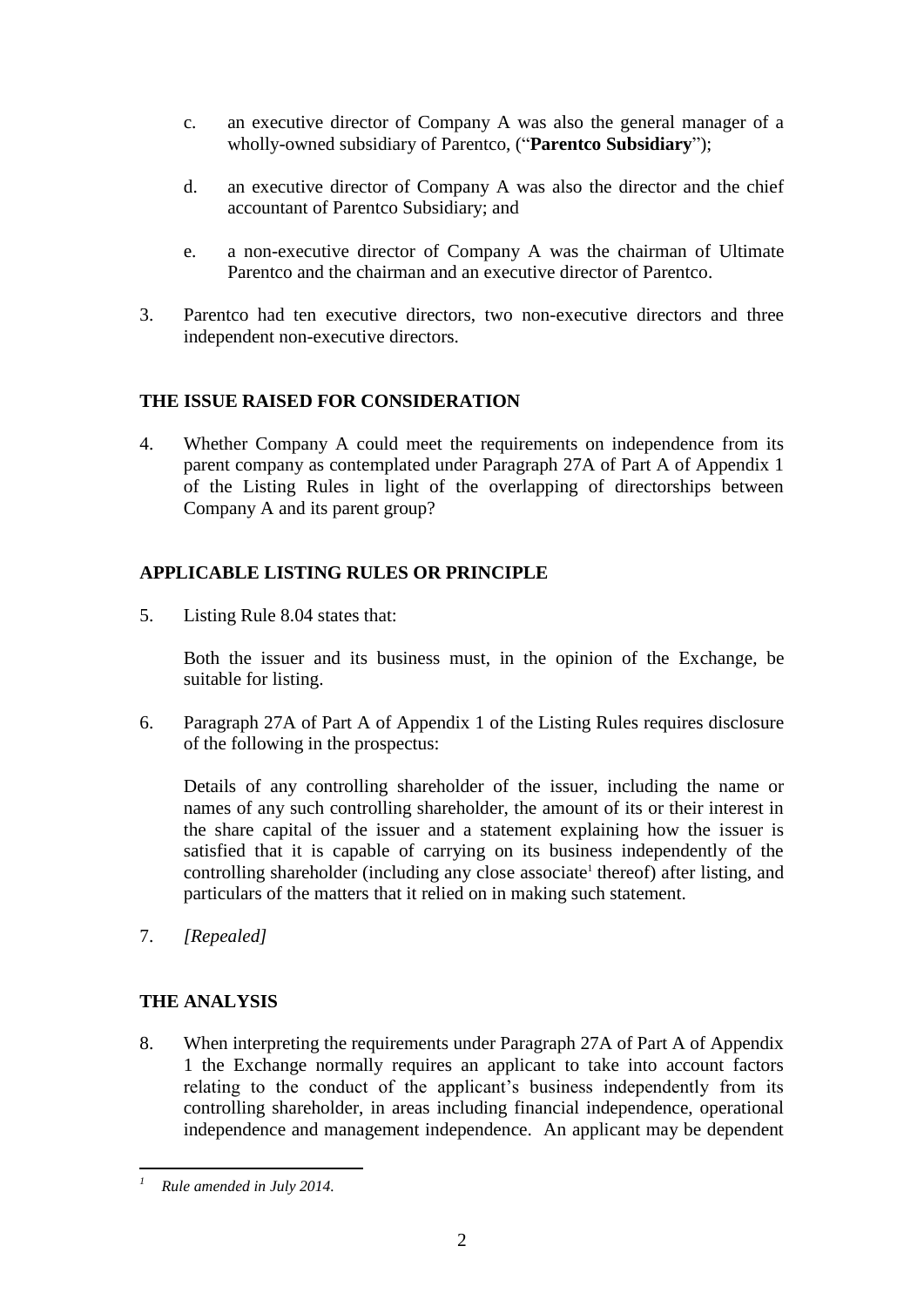c. an executive director of Company A was also the general manager of a wholly-owned subsidiary of Parentco, ("**Parentco Subsidiary**");

d. an executive director of Company A was also the director and the chief accountant of Parentco Subsidiary; and

e. a non-executive director of Company A was the chairman of Ultimate Parentco and the chairman and an executive director of Parentco.

3. Parentco had ten executive directors, two non-executive directors and three independent non-executive directors.

## THE ISSUE RAISED FOR CONSIDERATION

4. Whether Company A could meet the requirements on independence from its parent company as contemplated under Paragraph 27A of Part A of Appendix 1 of the Listing Rules in light of the overlapping of directorships between Company A and its parent group?

## APPLICABLE LISTING RULES OR PRINCIPLE

5. Listing Rule 8.04 states that:

   Both the issuer and its business must, in the opinion of the Exchange, be suitable for listing.

6. Paragraph 27A of Part A of Appendix 1 of the Listing Rules requires disclosure of the following in the prospectus:

   Details of any controlling shareholder of the issuer, including the name or names of any such controlling shareholder, the amount of its or their interest in the share capital of the issuer and a statement explaining how the issuer is satisfied that it is capable of carrying on its business independently of the controlling shareholder (including any close associate[1] thereof) after listing, and particulars of the matters that it relied on in making such statement.

7. *[Repealed]*

## THE ANALYSIS

8. When interpreting the requirements under Paragraph 27A of Part A of Appendix 1 the Exchange normally requires an applicant to take into account factors relating to the conduct of the applicant's business independently from its controlling shareholder, in areas including financial independence, operational independence and management independence. An applicant may be dependent

---

[1] *Rule amended in July 2014.*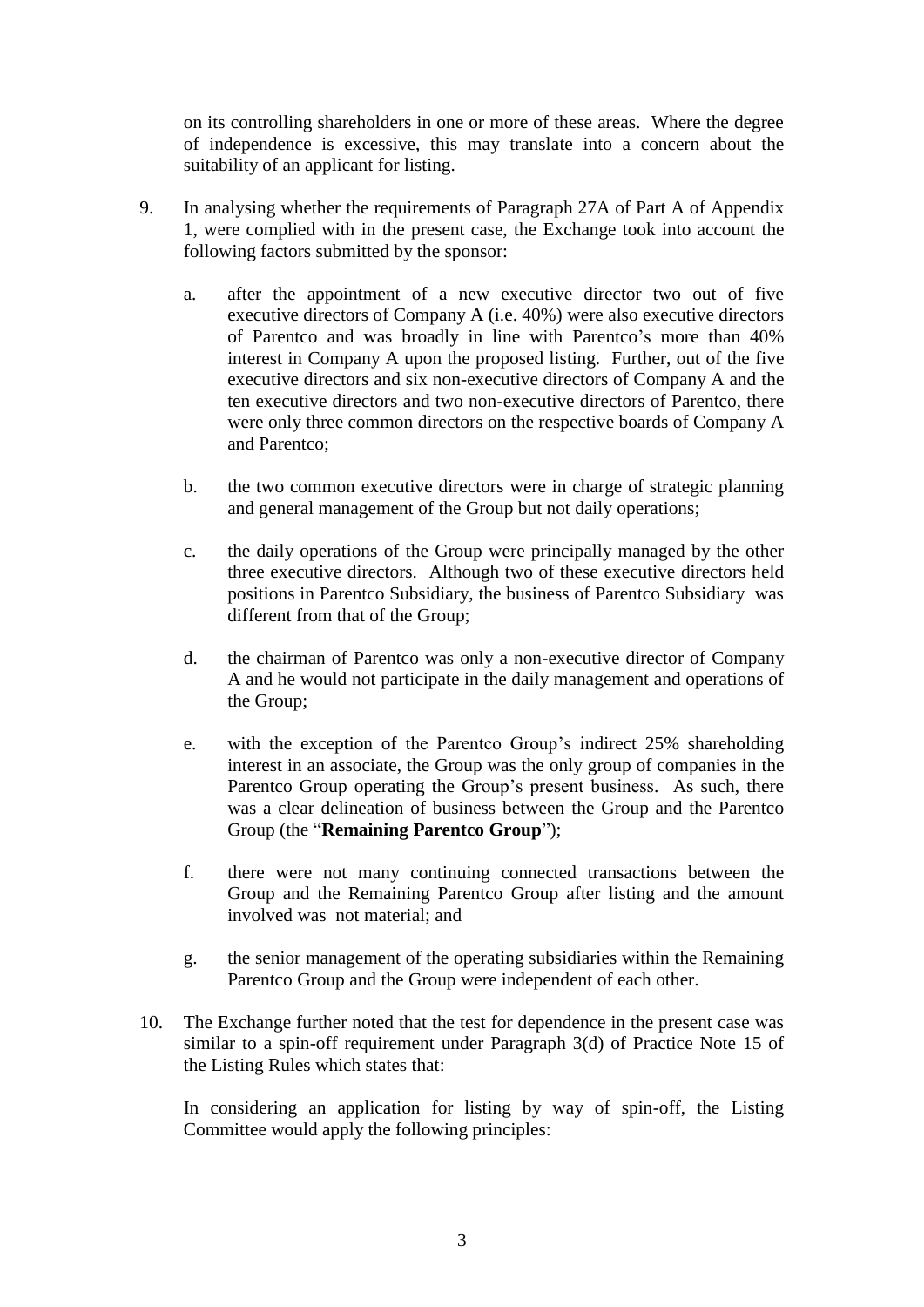on its controlling shareholders in one or more of these areas. Where the degree of independence is excessive, this may translate into a concern about the suitability of an applicant for listing.

9. In analysing whether the requirements of Paragraph 27A of Part A of Appendix 1, were complied with in the present case, the Exchange took into account the following factors submitted by the sponsor:

   a. after the appointment of a new executive director two out of five executive directors of Company A (i.e. 40%) were also executive directors of Parentco and was broadly in line with Parentco's more than 40% interest in Company A upon the proposed listing. Further, out of the five executive directors and six non-executive directors of Company A and the ten executive directors and two non-executive directors of Parentco, there were only three common directors on the respective boards of Company A and Parentco;

   b. the two common executive directors were in charge of strategic planning and general management of the Group but not daily operations;

   c. the daily operations of the Group were principally managed by the other three executive directors. Although two of these executive directors held positions in Parentco Subsidiary, the business of Parentco Subsidiary was different from that of the Group;

   d. the chairman of Parentco was only a non-executive director of Company A and he would not participate in the daily management and operations of the Group;

   e. with the exception of the Parentco Group's indirect 25% shareholding interest in an associate, the Group was the only group of companies in the Parentco Group operating the Group's present business. As such, there was a clear delineation of business between the Group and the Parentco Group (the "**Remaining Parentco Group**");

   f. there were not many continuing connected transactions between the Group and the Remaining Parentco Group after listing and the amount involved was not material; and

   g. the senior management of the operating subsidiaries within the Remaining Parentco Group and the Group were independent of each other.

10. The Exchange further noted that the test for dependence in the present case was similar to a spin-off requirement under Paragraph 3(d) of Practice Note 15 of the Listing Rules which states that:

    In considering an application for listing by way of spin-off, the Listing Committee would apply the following principles: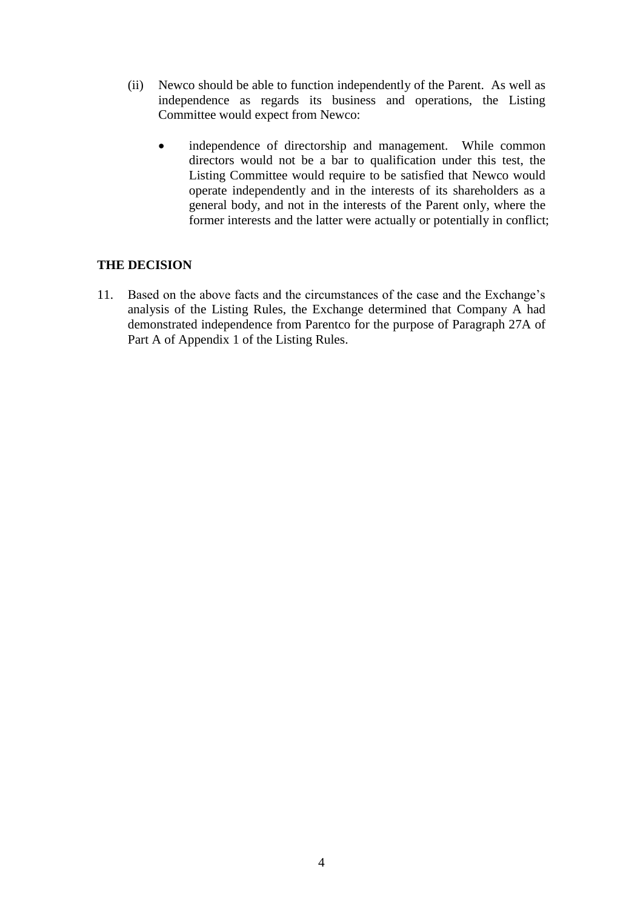(ii) Newco should be able to function independently of the Parent. As well as independence as regards its business and operations, the Listing Committee would expect from Newco:

- independence of directorship and management. While common directors would not be a bar to qualification under this test, the Listing Committee would require to be satisfied that Newco would operate independently and in the interests of its shareholders as a general body, and not in the interests of the Parent only, where the former interests and the latter were actually or potentially in conflict;

## THE DECISION

11. Based on the above facts and the circumstances of the case and the Exchange's analysis of the Listing Rules, the Exchange determined that Company A had demonstrated independence from Parentco for the purpose of Paragraph 27A of Part A of Appendix 1 of the Listing Rules.